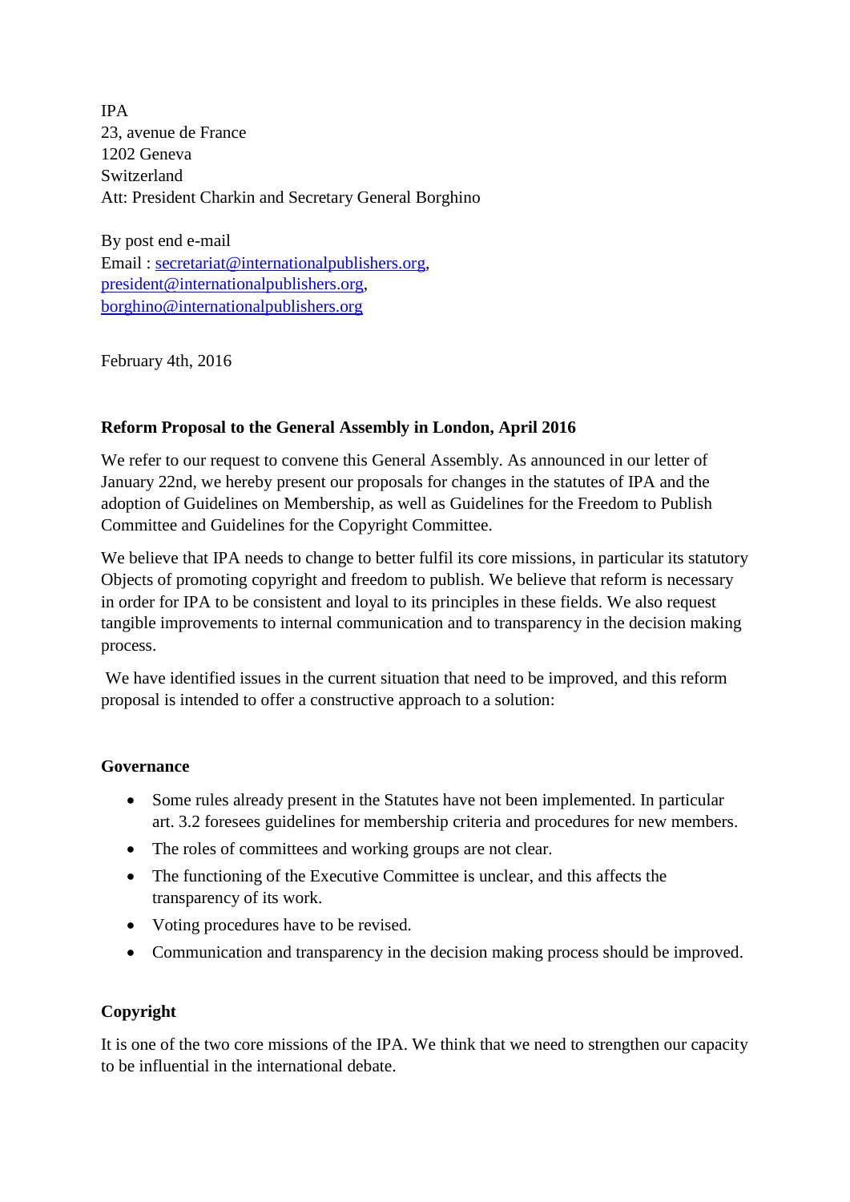IPA
23, avenue de France
1202 Geneva
Switzerland
Att: President Charkin and Secretary General Borghino

By post end e-mail
Email : secretariat@internationalpublishers.org, president@internationalpublishers.org, borghino@internationalpublishers.org

February 4th, 2016

**Reform Proposal to the General Assembly in London, April 2016**

We refer to our request to convene this General Assembly. As announced in our letter of January 22nd, we hereby present our proposals for changes in the statutes of IPA and the adoption of Guidelines on Membership, as well as Guidelines for the Freedom to Publish Committee and Guidelines for the Copyright Committee.

We believe that IPA needs to change to better fulfil its core missions, in particular its statutory Objects of promoting copyright and freedom to publish. We believe that reform is necessary in order for IPA to be consistent and loyal to its principles in these fields. We also request tangible improvements to internal communication and to transparency in the decision making process.

We have identified issues in the current situation that need to be improved, and this reform proposal is intended to offer a constructive approach to a solution:

**Governance**

- Some rules already present in the Statutes have not been implemented. In particular art. 3.2 foresees guidelines for membership criteria and procedures for new members.
- The roles of committees and working groups are not clear.
- The functioning of the Executive Committee is unclear, and this affects the transparency of its work.
- Voting procedures have to be revised.
- Communication and transparency in the decision making process should be improved.

**Copyright**

It is one of the two core missions of the IPA. We think that we need to strengthen our capacity to be influential in the international debate.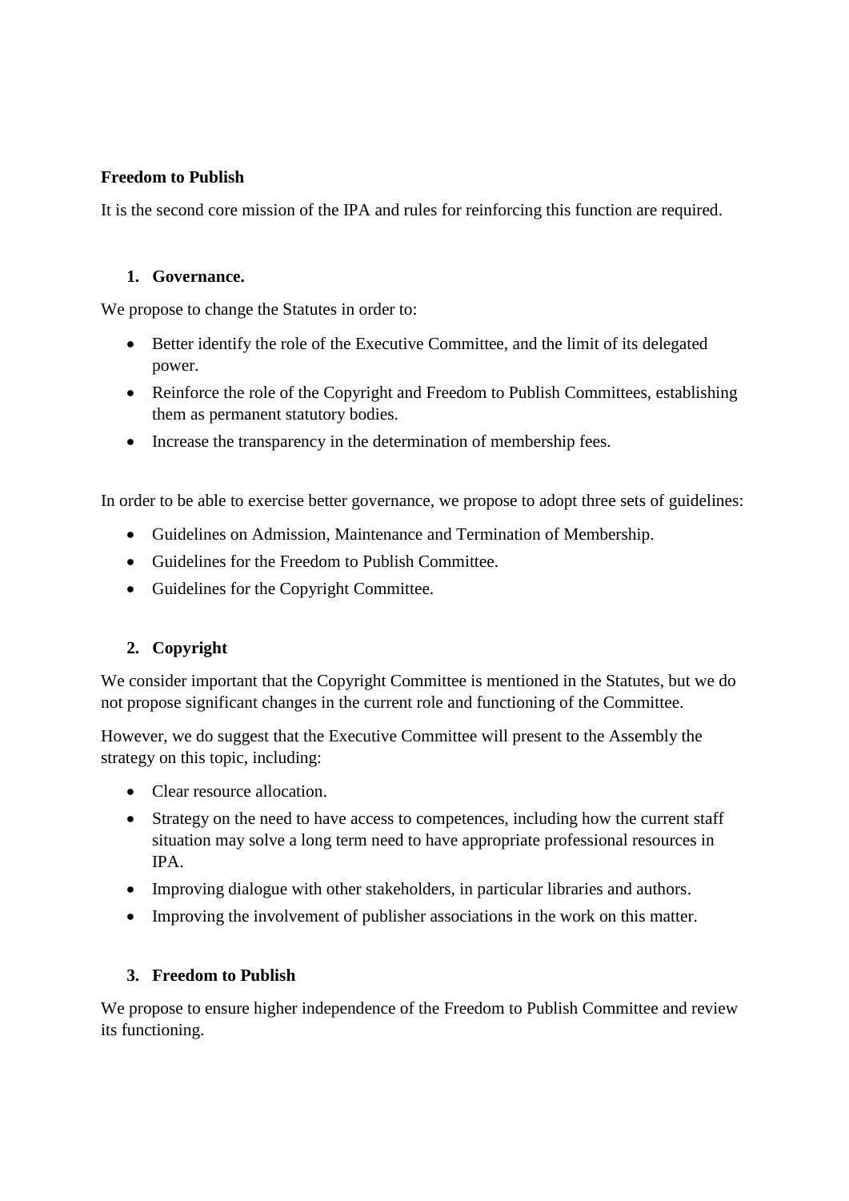**Freedom to Publish**

It is the second core mission of the IPA and rules for reinforcing this function are required.

1. **Governance.**

We propose to change the Statutes in order to:

- Better identify the role of the Executive Committee, and the limit of its delegated power.
- Reinforce the role of the Copyright and Freedom to Publish Committees, establishing them as permanent statutory bodies.
- Increase the transparency in the determination of membership fees.

In order to be able to exercise better governance, we propose to adopt three sets of guidelines:

- Guidelines on Admission, Maintenance and Termination of Membership.
- Guidelines for the Freedom to Publish Committee.
- Guidelines for the Copyright Committee.

2. **Copyright**

We consider important that the Copyright Committee is mentioned in the Statutes, but we do not propose significant changes in the current role and functioning of the Committee.

However, we do suggest that the Executive Committee will present to the Assembly the strategy on this topic, including:

- Clear resource allocation.
- Strategy on the need to have access to competences, including how the current staff situation may solve a long term need to have appropriate professional resources in IPA.
- Improving dialogue with other stakeholders, in particular libraries and authors.
- Improving the involvement of publisher associations in the work on this matter.

3. **Freedom to Publish**

We propose to ensure higher independence of the Freedom to Publish Committee and review its functioning.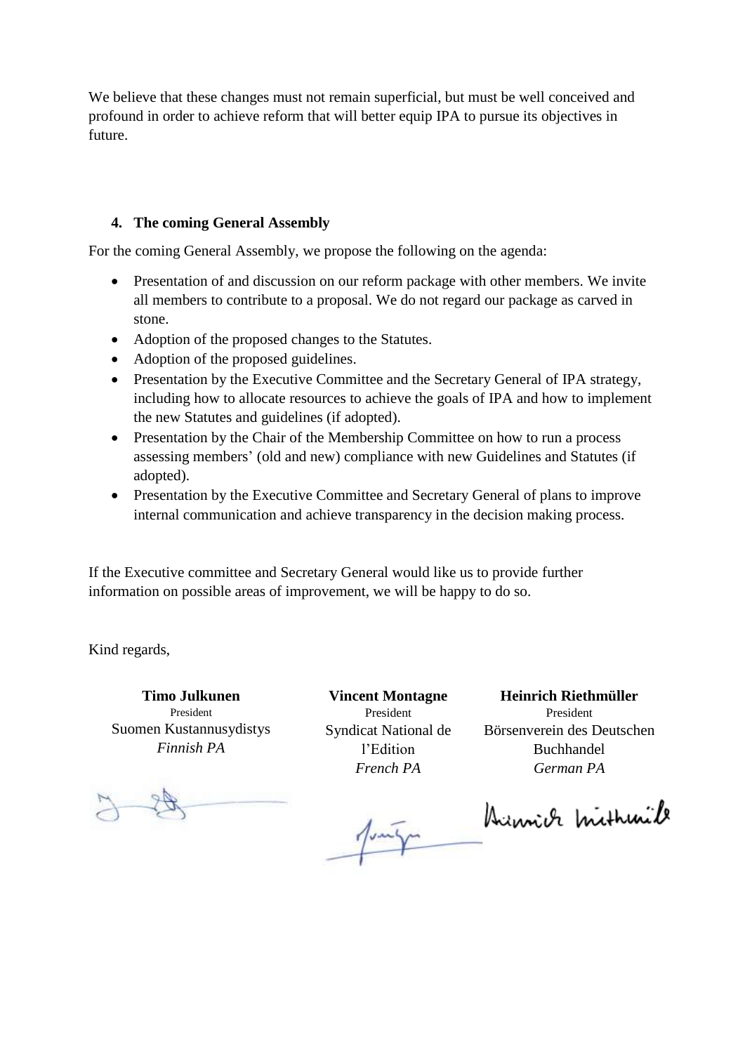We believe that these changes must not remain superficial, but must be well conceived and profound in order to achieve reform that will better equip IPA to pursue its objectives in future.

#### 4. The coming General Assembly

For the coming General Assembly, we propose the following on the agenda:

- Presentation of and discussion on our reform package with other members. We invite all members to contribute to a proposal. We do not regard our package as carved in stone.
- Adoption of the proposed changes to the Statutes.
- Adoption of the proposed guidelines.
- Presentation by the Executive Committee and the Secretary General of IPA strategy, including how to allocate resources to achieve the goals of IPA and how to implement the new Statutes and guidelines (if adopted).
- Presentation by the Chair of the Membership Committee on how to run a process assessing members' (old and new) compliance with new Guidelines and Statutes (if adopted).
- Presentation by the Executive Committee and Secretary General of plans to improve internal communication and achieve transparency in the decision making process.

If the Executive committee and Secretary General would like us to provide further information on possible areas of improvement, we will be happy to do so.

Kind regards,

**Timo Julkunen**
President
Suomen Kustannusydistys
*Finnish PA*

**Vincent Montagne**
President
Syndicat National de l'Edition
*French PA*

**Heinrich Riethmüller**
President
Börsenverein des Deutschen Buchhandel
*German PA*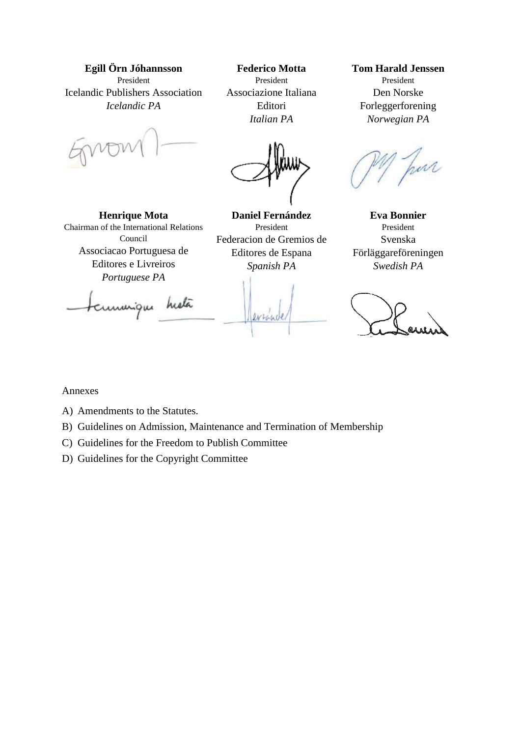**Egill Örn Jóhannsson**
President
Icelandic Publishers Association
*Icelandic PA*

**Federico Motta**
President
Associazione Italiana Editori
*Italian PA*

**Tom Harald Jenssen**
President
Den Norske Forleggerforening
*Norwegian PA*

**Henrique Mota**
Chairman of the International Relations Council
Associacao Portuguesa de Editores e Livreiros
*Portuguese PA*

**Daniel Fernández**
President
Federacion de Gremios de Editores de Espana
*Spanish PA*

**Eva Bonnier**
President
Svenska Förläggareföreningen
*Swedish PA*

Annexes

A) Amendments to the Statutes.
B) Guidelines on Admission, Maintenance and Termination of Membership
C) Guidelines for the Freedom to Publish Committee
D) Guidelines for the Copyright Committee